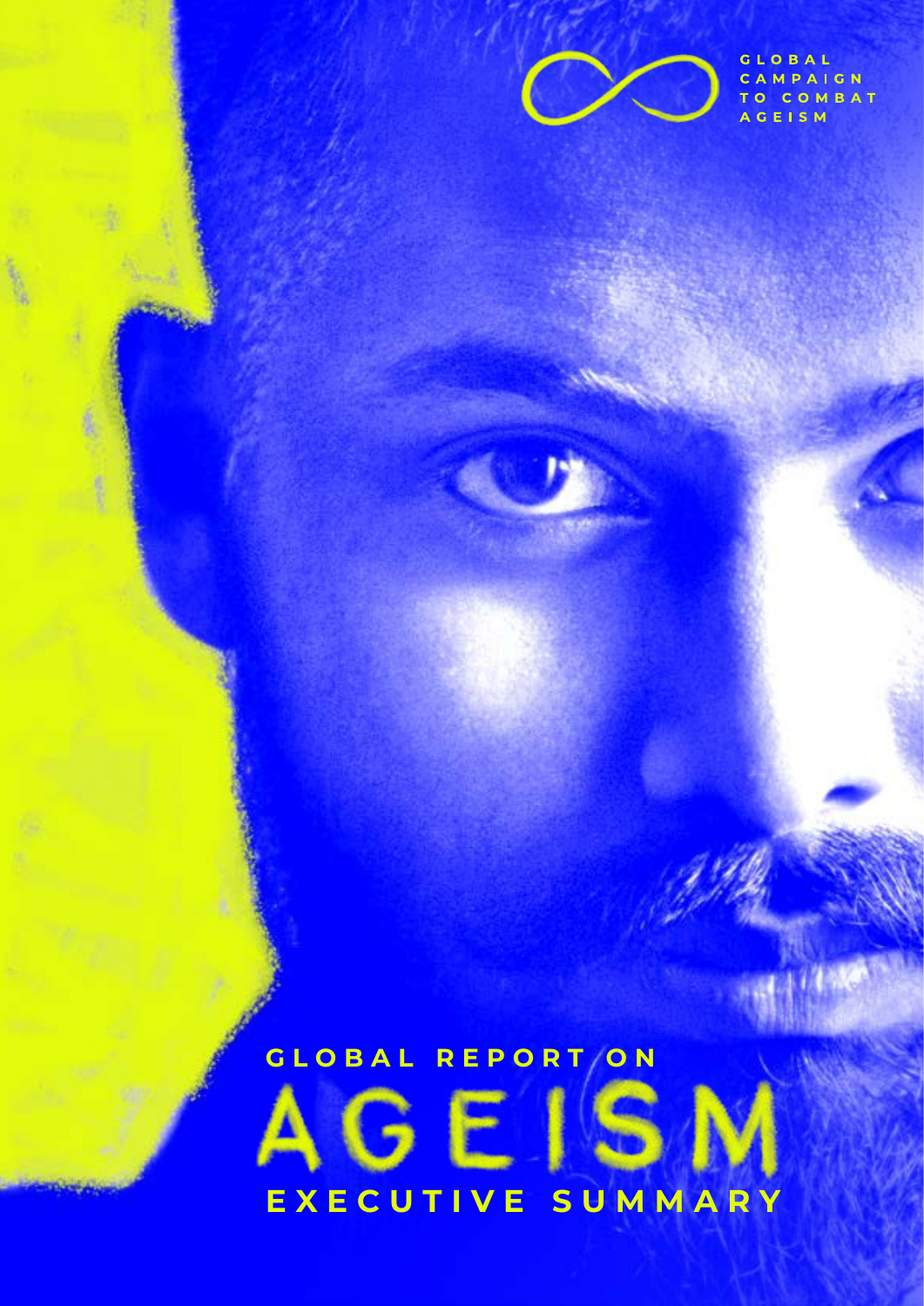GLOBAL CAMPAIGN TO COMBAT AGEISM

GLOBAL REPORT ON

# AGEISM

## EXECUTIVE SUMMARY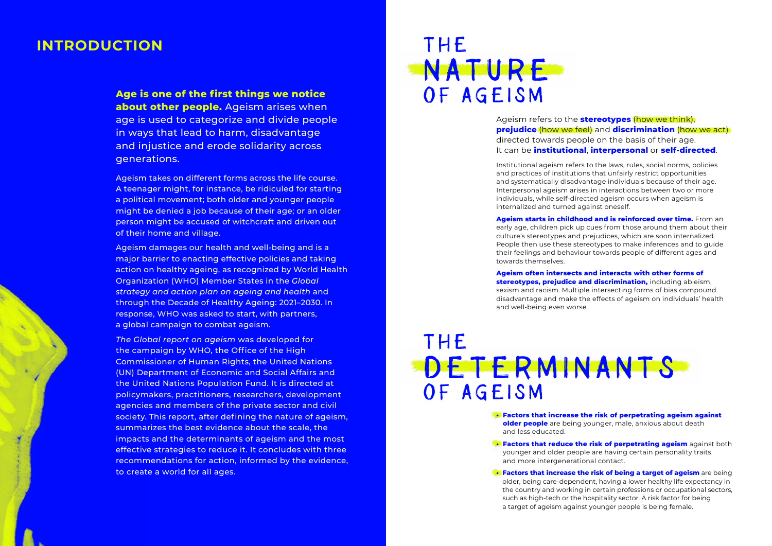## INTRODUCTION

**Age is one of the first things we notice about other people.** Ageism arises when age is used to categorize and divide people in ways that lead to harm, disadvantage and injustice and erode solidarity across generations.

Ageism takes on different forms across the life course. A teenager might, for instance, be ridiculed for starting a political movement; both older and younger people might be denied a job because of their age; or an older person might be accused of witchcraft and driven out of their home and village.

Ageism damages our health and well-being and is a major barrier to enacting effective policies and taking action on healthy ageing, as recognized by World Health Organization (WHO) Member States in the *Global strategy and action plan on ageing and health* and through the Decade of Healthy Ageing: 2021–2030. In response, WHO was asked to start, with partners, a global campaign to combat ageism.

*The Global report on ageism* was developed for the campaign by WHO, the Office of the High Commissioner of Human Rights, the United Nations (UN) Department of Economic and Social Affairs and the United Nations Population Fund. It is directed at policymakers, practitioners, researchers, development agencies and members of the private sector and civil society. This report, after defining the nature of ageism, summarizes the best evidence about the scale, the impacts and the determinants of ageism and the most effective strategies to reduce it. It concludes with three recommendations for action, informed by the evidence, to create a world for all ages.

## THE NATURE OF AGEISM

Ageism refers to the **stereotypes** (how we think), **prejudice** (how we feel) and **discrimination** (how we act) directed towards people on the basis of their age. It can be **institutional**, **interpersonal** or **self-directed**.

Institutional ageism refers to the laws, rules, social norms, policies and practices of institutions that unfairly restrict opportunities and systematically disadvantage individuals because of their age. Interpersonal ageism arises in interactions between two or more individuals, while self-directed ageism occurs when ageism is internalized and turned against oneself.

**Ageism starts in childhood and is reinforced over time.** From an early age, children pick up cues from those around them about their culture's stereotypes and prejudices, which are soon internalized. People then use these stereotypes to make inferences and to guide their feelings and behaviour towards people of different ages and towards themselves.

**Ageism often intersects and interacts with other forms of stereotypes, prejudice and discrimination,** including ableism, sexism and racism. Multiple intersecting forms of bias compound disadvantage and make the effects of ageism on individuals' health and well-being even worse.

## THE DETERMINANTS OF AGEISM

- **Factors that increase the risk of perpetrating ageism against older people** are being younger, male, anxious about death and less educated.
- **Factors that reduce the risk of perpetrating ageism** against both younger and older people are having certain personality traits and more intergenerational contact.
- **Factors that increase the risk of being a target of ageism** are being older, being care-dependent, having a lower healthy life expectancy in the country and working in certain professions or occupational sectors, such as high-tech or the hospitality sector. A risk factor for being a target of ageism against younger people is being female.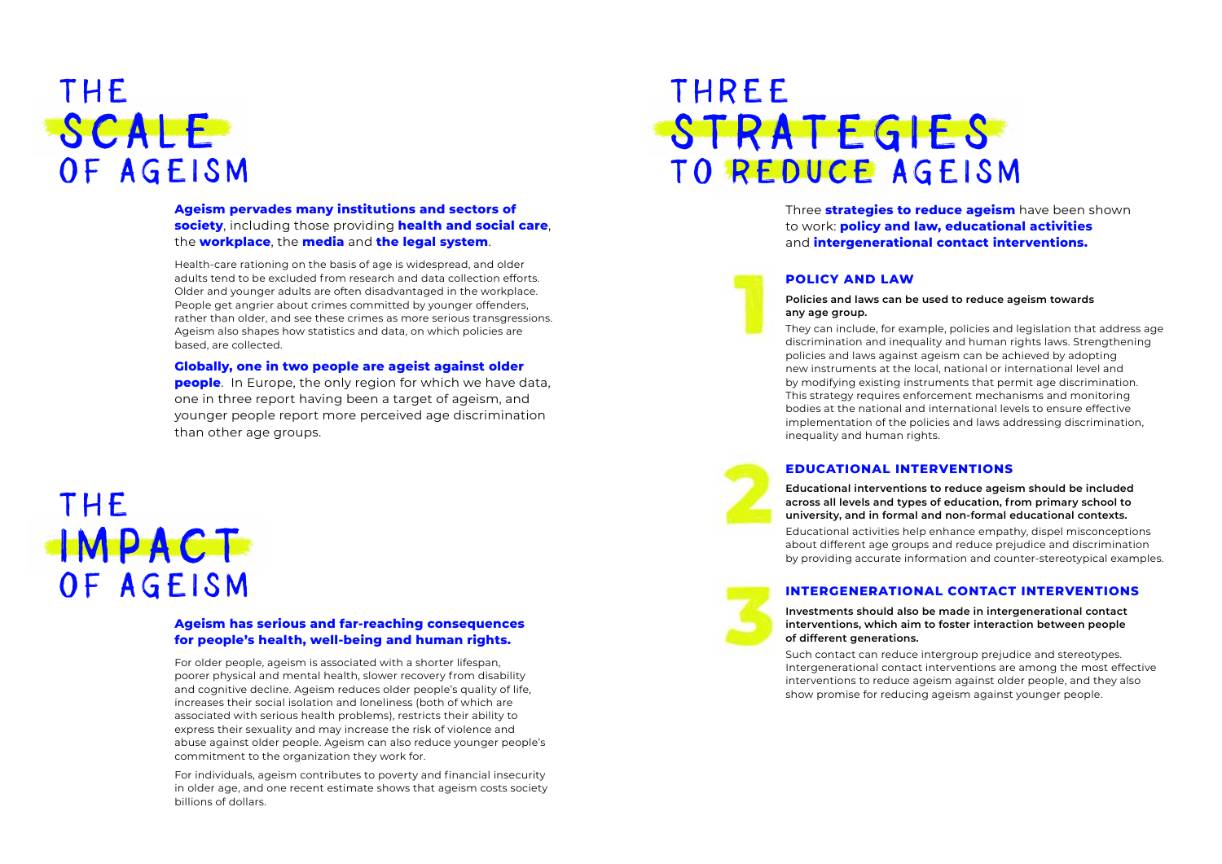# THE SCALE OF AGEISM

**Ageism pervades many institutions and sectors of society**, including those providing **health and social care**, the **workplace**, the **media** and **the legal system**.

Health-care rationing on the basis of age is widespread, and older adults tend to be excluded from research and data collection efforts. Older and younger adults are often disadvantaged in the workplace. People get angrier about crimes committed by younger offenders, rather than older, and see these crimes as more serious transgressions. Ageism also shapes how statistics and data, on which policies are based, are collected.

**Globally, one in two people are ageist against older people**. In Europe, the only region for which we have data, one in three report having been a target of ageism, and younger people report more perceived age discrimination than other age groups.

# THE IMPACT OF AGEISM

**Ageism has serious and far-reaching consequences for people's health, well-being and human rights.**

For older people, ageism is associated with a shorter lifespan, poorer physical and mental health, slower recovery from disability and cognitive decline. Ageism reduces older people's quality of life, increases their social isolation and loneliness (both of which are associated with serious health problems), restricts their ability to express their sexuality and may increase the risk of violence and abuse against older people. Ageism can also reduce younger people's commitment to the organization they work for.

For individuals, ageism contributes to poverty and financial insecurity in older age, and one recent estimate shows that ageism costs society billions of dollars.

# THREE STRATEGIES TO REDUCE AGEISM

Three **strategies to reduce ageism** have been shown to work: **policy and law, educational activities** and **intergenerational contact interventions.**

## 1 POLICY AND LAW

**Policies and laws can be used to reduce ageism towards any age group.**

They can include, for example, policies and legislation that address age discrimination and inequality and human rights laws. Strengthening policies and laws against ageism can be achieved by adopting new instruments at the local, national or international level and by modifying existing instruments that permit age discrimination. This strategy requires enforcement mechanisms and monitoring bodies at the national and international levels to ensure effective implementation of the policies and laws addressing discrimination, inequality and human rights.

## 2 EDUCATIONAL INTERVENTIONS

**Educational interventions to reduce ageism should be included across all levels and types of education, from primary school to university, and in formal and non-formal educational contexts.**

Educational activities help enhance empathy, dispel misconceptions about different age groups and reduce prejudice and discrimination by providing accurate information and counter-stereotypical examples.

## 3 INTERGENERATIONAL CONTACT INTERVENTIONS

**Investments should also be made in intergenerational contact interventions, which aim to foster interaction between people of different generations.**

Such contact can reduce intergroup prejudice and stereotypes. Intergenerational contact interventions are among the most effective interventions to reduce ageism against older people, and they also show promise for reducing ageism against younger people.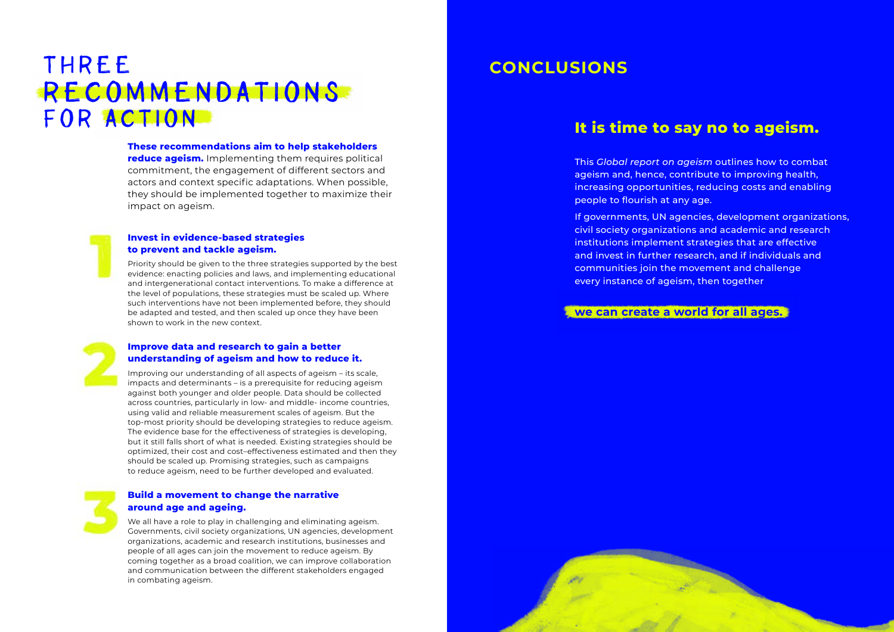# THREE RECOMMENDATIONS FOR ACTION

**These recommendations aim to help stakeholders reduce ageism.** Implementing them requires political commitment, the engagement of different sectors and actors and context specific adaptations. When possible, they should be implemented together to maximize their impact on ageism.

## 1

### Invest in evidence-based strategies to prevent and tackle ageism.

Priority should be given to the three strategies supported by the best evidence: enacting policies and laws, and implementing educational and intergenerational contact interventions. To make a difference at the level of populations, these strategies must be scaled up. Where such interventions have not been implemented before, they should be adapted and tested, and then scaled up once they have been shown to work in the new context.

## 2

### Improve data and research to gain a better understanding of ageism and how to reduce it.

Improving our understanding of all aspects of ageism – its scale, impacts and determinants – is a prerequisite for reducing ageism against both younger and older people. Data should be collected across countries, particularly in low- and middle- income countries, using valid and reliable measurement scales of ageism. But the top-most priority should be developing strategies to reduce ageism. The evidence base for the effectiveness of strategies is developing, but it still falls short of what is needed. Existing strategies should be optimized, their cost and cost–effectiveness estimated and then they should be scaled up. Promising strategies, such as campaigns to reduce ageism, need to be further developed and evaluated.

## 3

### Build a movement to change the narrative around age and ageing.

We all have a role to play in challenging and eliminating ageism. Governments, civil society organizations, UN agencies, development organizations, academic and research institutions, businesses and people of all ages can join the movement to reduce ageism. By coming together as a broad coalition, we can improve collaboration and communication between the different stakeholders engaged in combating ageism.

# CONCLUSIONS

## It is time to say no to ageism.

This *Global report on ageism* outlines how to combat ageism and, hence, contribute to improving health, increasing opportunities, reducing costs and enabling people to flourish at any age.

If governments, UN agencies, development organizations, civil society organizations and academic and research institutions implement strategies that are effective and invest in further research, and if individuals and communities join the movement and challenge every instance of ageism, then together

**we can create a world for all ages.**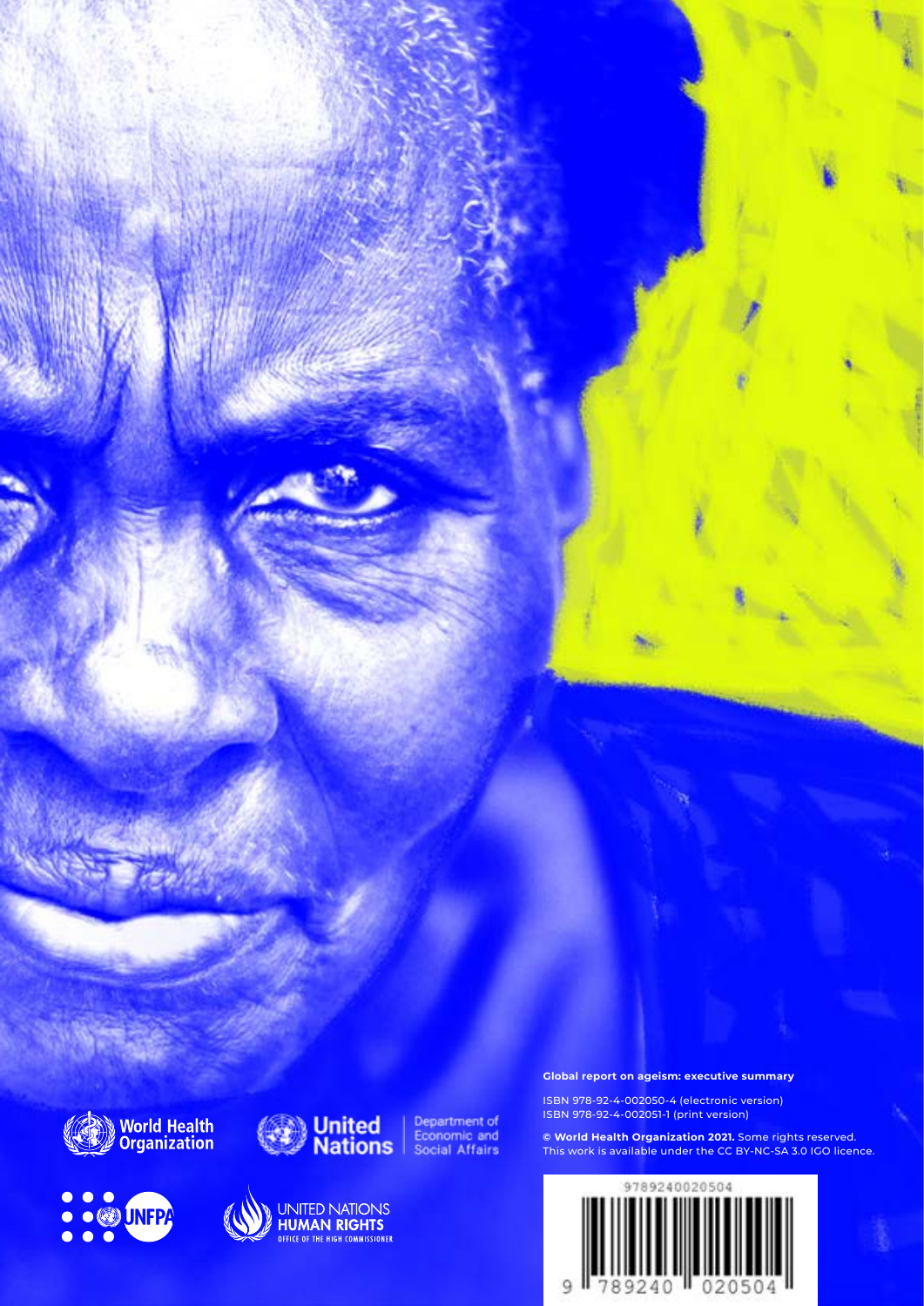**Global report on ageism: executive summary**

ISBN 978-92-4-002050-4 (electronic version)
ISBN 978-92-4-002051-1 (print version)

**© World Health Organization 2021.** Some rights reserved.
This work is available under the CC BY-NC-SA 3.0 IGO licence.

9789240020504

9 789240 020504